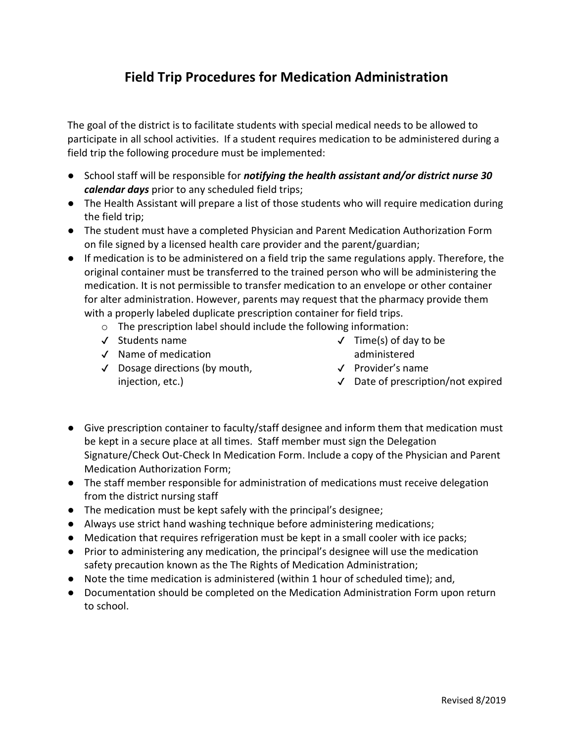# Field Trip Procedures for Medication Administration

The goal of the district is to facilitate students with special medical needs to be allowed to participate in all school activities. If a student requires medication to be administered during a field trip the following procedure must be implemented:

- School staff will be responsible for ***notifying the health assistant and/or district nurse 30 calendar days*** prior to any scheduled field trips;
- The Health Assistant will prepare a list of those students who will require medication during the field trip;
- The student must have a completed Physician and Parent Medication Authorization Form on file signed by a licensed health care provider and the parent/guardian;
- If medication is to be administered on a field trip the same regulations apply. Therefore, the original container must be transferred to the trained person who will be administering the medication. It is not permissible to transfer medication to an envelope or other container for alter administration. However, parents may request that the pharmacy provide them with a properly labeled duplicate prescription container for field trips.
    - The prescription label should include the following information:
        - ✓ Students name
        - ✓ Name of medication
        - ✓ Dosage directions (by mouth, injection, etc.)
        - ✓ Time(s) of day to be administered
        - ✓ Provider's name
        - ✓ Date of prescription/not expired

- Give prescription container to faculty/staff designee and inform them that medication must be kept in a secure place at all times. Staff member must sign the Delegation Signature/Check Out-Check In Medication Form. Include a copy of the Physician and Parent Medication Authorization Form;
- The staff member responsible for administration of medications must receive delegation from the district nursing staff
- The medication must be kept safely with the principal's designee;
- Always use strict hand washing technique before administering medications;
- Medication that requires refrigeration must be kept in a small cooler with ice packs;
- Prior to administering any medication, the principal's designee will use the medication safety precaution known as the The Rights of Medication Administration;
- Note the time medication is administered (within 1 hour of scheduled time); and,
- Documentation should be completed on the Medication Administration Form upon return to school.

Revised 8/2019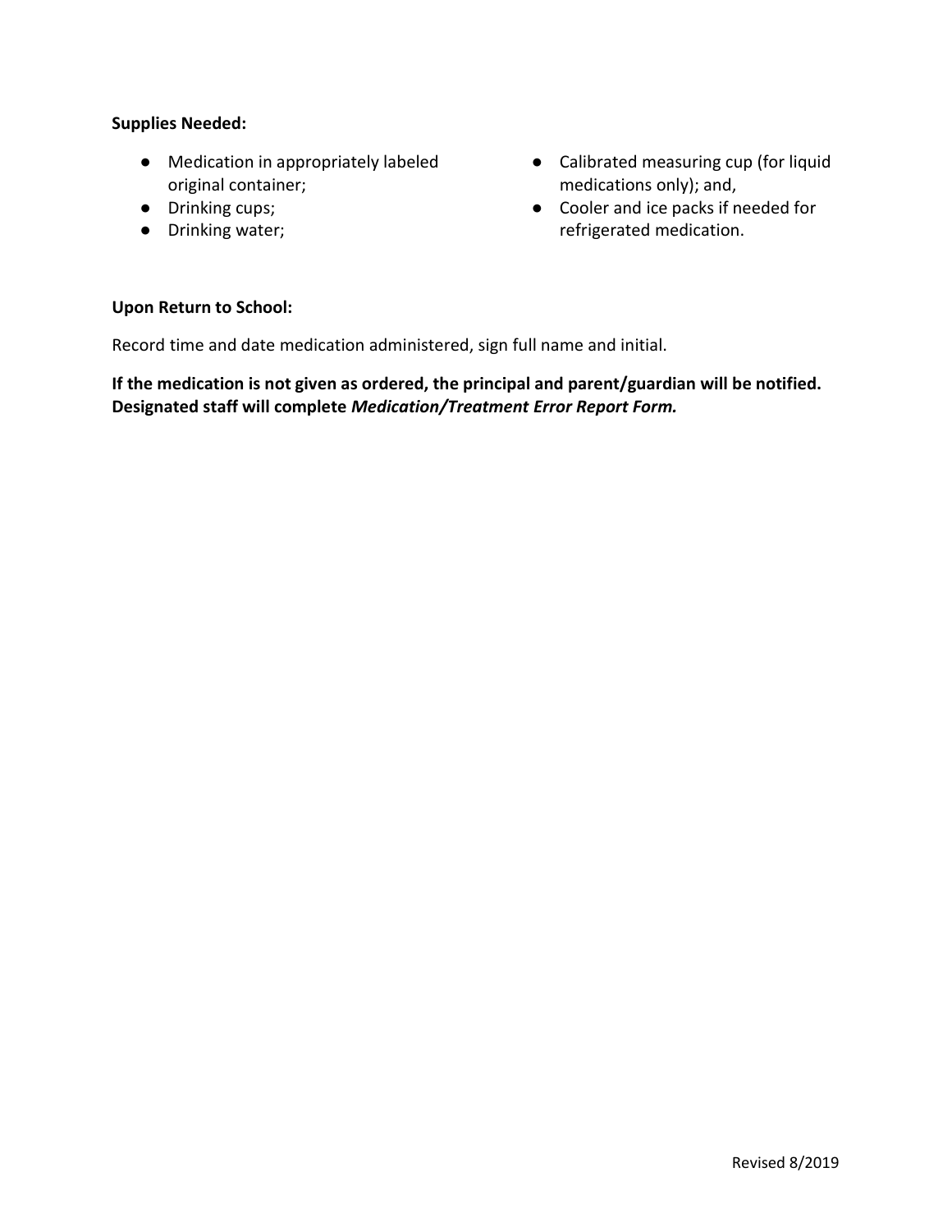**Supplies Needed:**

- Medication in appropriately labeled original container;
- Drinking cups;
- Drinking water;
- Calibrated measuring cup (for liquid medications only); and,
- Cooler and ice packs if needed for refrigerated medication.

**Upon Return to School:**

Record time and date medication administered, sign full name and initial.

**If the medication is not given as ordered, the principal and parent/guardian will be notified. Designated staff will complete *Medication/Treatment Error Report Form.***

Revised 8/2019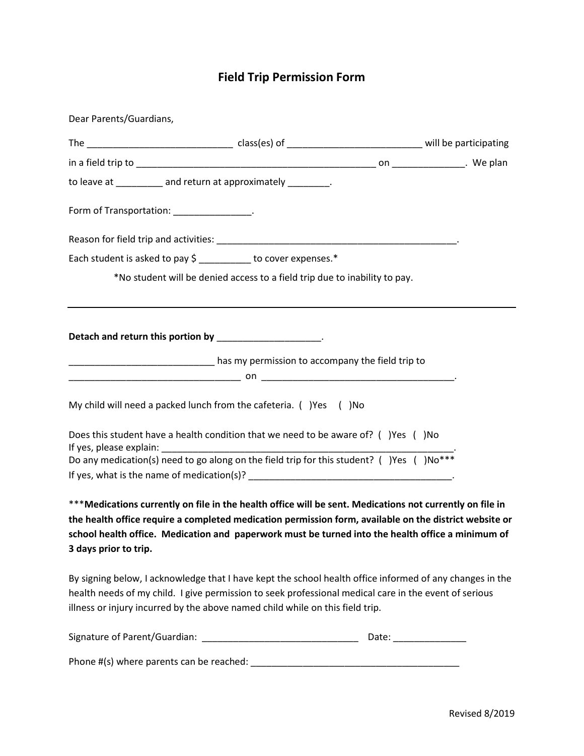# Field Trip Permission Form

Dear Parents/Guardians,

The ___________________________ class(es) of ________________________ will be participating in a field trip to ____________________________________________ on _____________. We plan to leave at _________ and return at approximately ________.

Form of Transportation: _______________.

Reason for field trip and activities: _____________________________________________.

Each student is asked to pay $ __________ to cover expenses.*

*No student will be denied access to a field trip due to inability to pay.

---

**Detach and return this portion by** ___________________.

___________________________ has my permission to accompany the field trip to ________________________________ on ___________________________________.

My child will need a packed lunch from the cafeteria. ( )Yes ( )No

Does this student have a health condition that we need to be aware of? ( )Yes ( )No
If yes, please explain: _______________________________________________________.
Do any medication(s) need to go along on the field trip for this student? ( )Yes ( )No***
If yes, what is the name of medication(s)? ______________________________________.

***Medications currently on file in the health office will be sent. Medications not currently on file in the health office require a completed medication permission form, available on the district website or school health office. Medication and paperwork must be turned into the health office a minimum of 3 days prior to trip.**

By signing below, I acknowledge that I have kept the school health office informed of any changes in the health needs of my child. I give permission to seek professional medical care in the event of serious illness or injury incurred by the above named child while on this field trip.

Signature of Parent/Guardian: _____________________________ Date: _____________

Phone #(s) where parents can be reached: _______________________________________

Revised 8/2019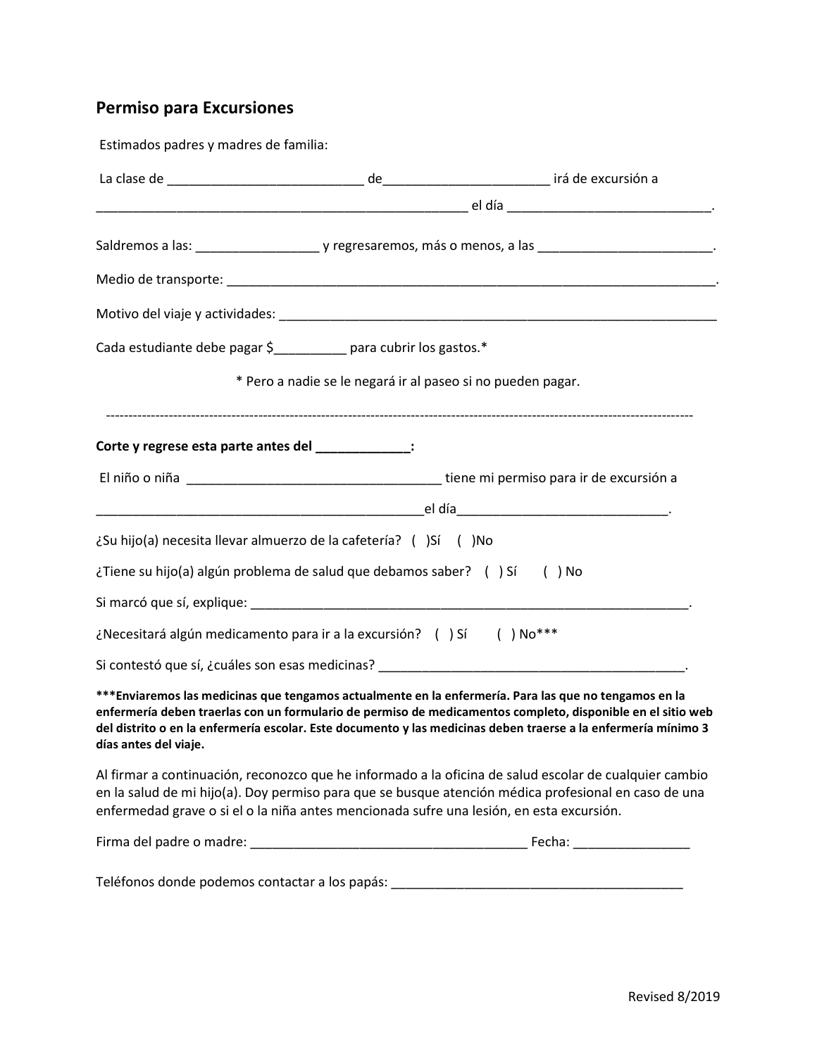## Permiso para Excursiones

Estimados padres y madres de familia:

La clase de ___________________________ de_______________________ irá de excursión a ____________________________________________________ el día ____________________________.

Saldremos a las: _________________ y regresaremos, más o menos, a las ________________________.

Medio de transporte: ______________________________________________________________________.

Motivo del viaje y actividades: ______________________________________________________________

Cada estudiante debe pagar $__________ para cubrir los gastos.*

\* Pero a nadie se le negará ir al paseo si no pueden pagar.

-----------------------------------------------------------------------------------------------------------------------------------

**Corte y regrese esta parte antes del _____________:**

El niño o niña ____________________________________ tiene mi permiso para ir de excursión a ______________________________________________el día_____________________________.

¿Su hijo(a) necesita llevar almuerzo de la cafetería? ( )Sí ( )No

¿Tiene su hijo(a) algún problema de salud que debamos saber? ( ) Sí ( ) No

Si marcó que sí, explique: _______________________________________________________________.

¿Necesitará algún medicamento para ir a la excursión? ( ) Sí ( ) No***

Si contestó que sí, ¿cuáles son esas medicinas? ___________________________________________.

**\*\*\*Enviaremos las medicinas que tengamos actualmente en la enfermería. Para las que no tengamos en la enfermería deben traerlas con un formulario de permiso de medicamentos completo, disponible en el sitio web del distrito o en la enfermería escolar. Este documento y las medicinas deben traerse a la enfermería mínimo 3 días antes del viaje.**

Al firmar a continuación, reconozco que he informado a la oficina de salud escolar de cualquier cambio en la salud de mi hijo(a). Doy permiso para que se busque atención médica profesional en caso de una enfermedad grave o si el o la niña antes mencionada sufre una lesión, en esta excursión.

Firma del padre o madre: _______________________________________ Fecha: ________________

Teléfonos donde podemos contactar a los papás: __________________________________________

Revised 8/2019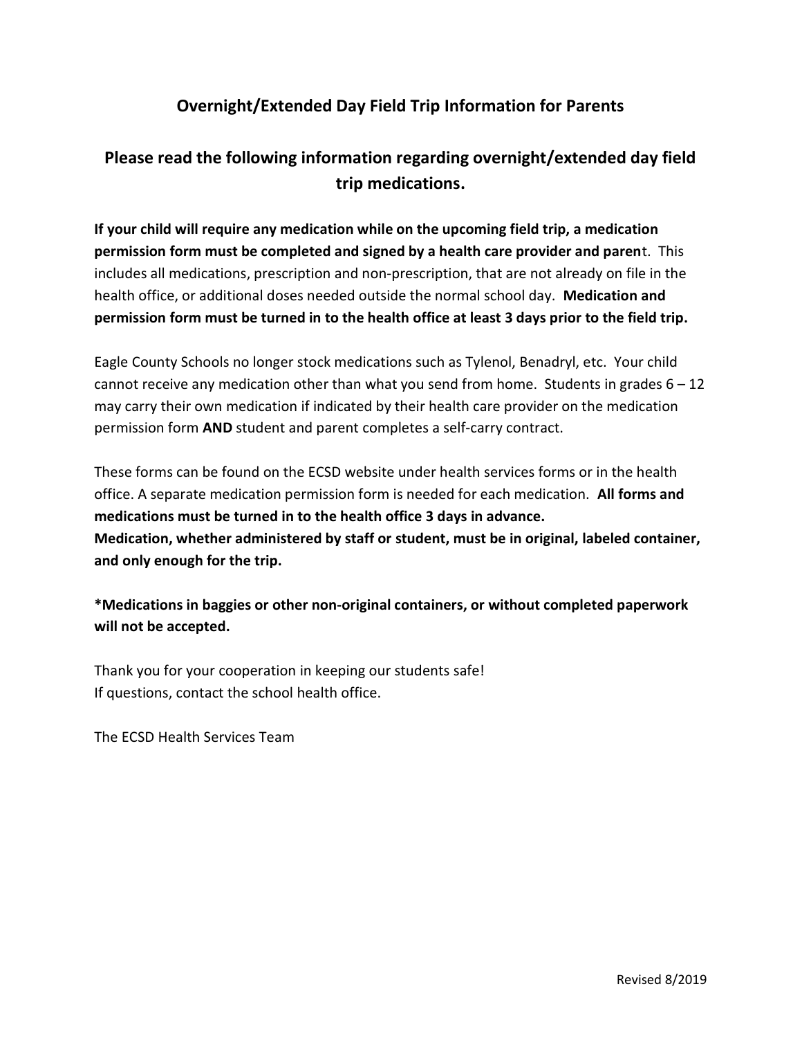## Overnight/Extended Day Field Trip Information for Parents

### Please read the following information regarding overnight/extended day field trip medications.

**If your child will require any medication while on the upcoming field trip, a medication permission form must be completed and signed by a health care provider and parent**. This includes all medications, prescription and non-prescription, that are not already on file in the health office, or additional doses needed outside the normal school day. **Medication and permission form must be turned in to the health office at least 3 days prior to the field trip.**

Eagle County Schools no longer stock medications such as Tylenol, Benadryl, etc. Your child cannot receive any medication other than what you send from home. Students in grades 6 – 12 may carry their own medication if indicated by their health care provider on the medication permission form **AND** student and parent completes a self-carry contract.

These forms can be found on the ECSD website under health services forms or in the health office. A separate medication permission form is needed for each medication. **All forms and medications must be turned in to the health office 3 days in advance.**
**Medication, whether administered by staff or student, must be in original, labeled container, and only enough for the trip.**

**\*Medications in baggies or other non-original containers, or without completed paperwork will not be accepted.**

Thank you for your cooperation in keeping our students safe!
If questions, contact the school health office.

The ECSD Health Services Team

Revised 8/2019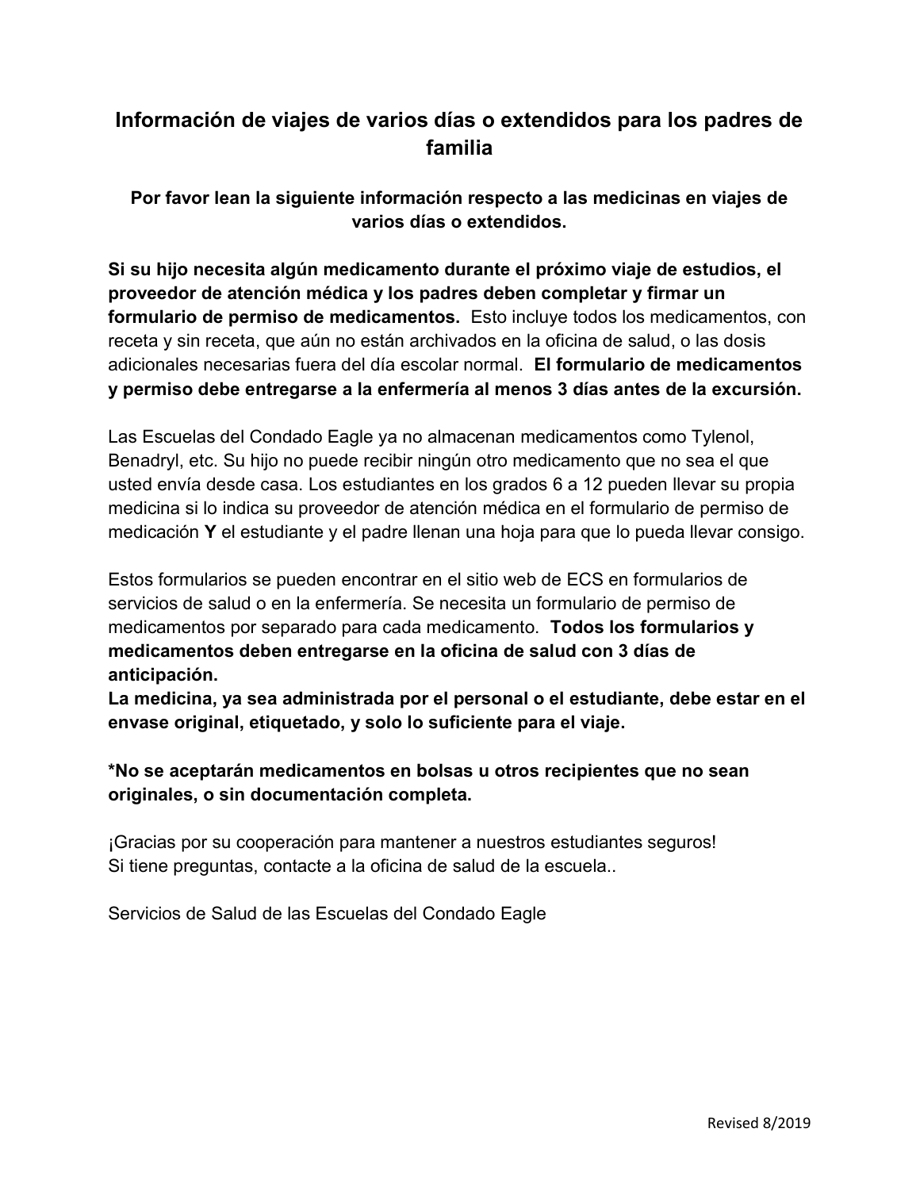## Información de viajes de varios días o extendidos para los padres de familia

**Por favor lean la siguiente información respecto a las medicinas en viajes de varios días o extendidos.**

**Si su hijo necesita algún medicamento durante el próximo viaje de estudios, el proveedor de atención médica y los padres deben completar y firmar un formulario de permiso de medicamentos.** Esto incluye todos los medicamentos, con receta y sin receta, que aún no están archivados en la oficina de salud, o las dosis adicionales necesarias fuera del día escolar normal. **El formulario de medicamentos y permiso debe entregarse a la enfermería al menos 3 días antes de la excursión.**

Las Escuelas del Condado Eagle ya no almacenan medicamentos como Tylenol, Benadryl, etc. Su hijo no puede recibir ningún otro medicamento que no sea el que usted envía desde casa. Los estudiantes en los grados 6 a 12 pueden llevar su propia medicina si lo indica su proveedor de atención médica en el formulario de permiso de medicación **Y** el estudiante y el padre llenan una hoja para que lo pueda llevar consigo.

Estos formularios se pueden encontrar en el sitio web de ECS en formularios de servicios de salud o en la enfermería. Se necesita un formulario de permiso de medicamentos por separado para cada medicamento. **Todos los formularios y medicamentos deben entregarse en la oficina de salud con 3 días de anticipación.**
**La medicina, ya sea administrada por el personal o el estudiante, debe estar en el envase original, etiquetado, y solo lo suficiente para el viaje.**

***No se aceptarán medicamentos en bolsas u otros recipientes que no sean originales, o sin documentación completa.**

¡Gracias por su cooperación para mantener a nuestros estudiantes seguros!
Si tiene preguntas, contacte a la oficina de salud de la escuela..

Servicios de Salud de las Escuelas del Condado Eagle

Revised 8/2019